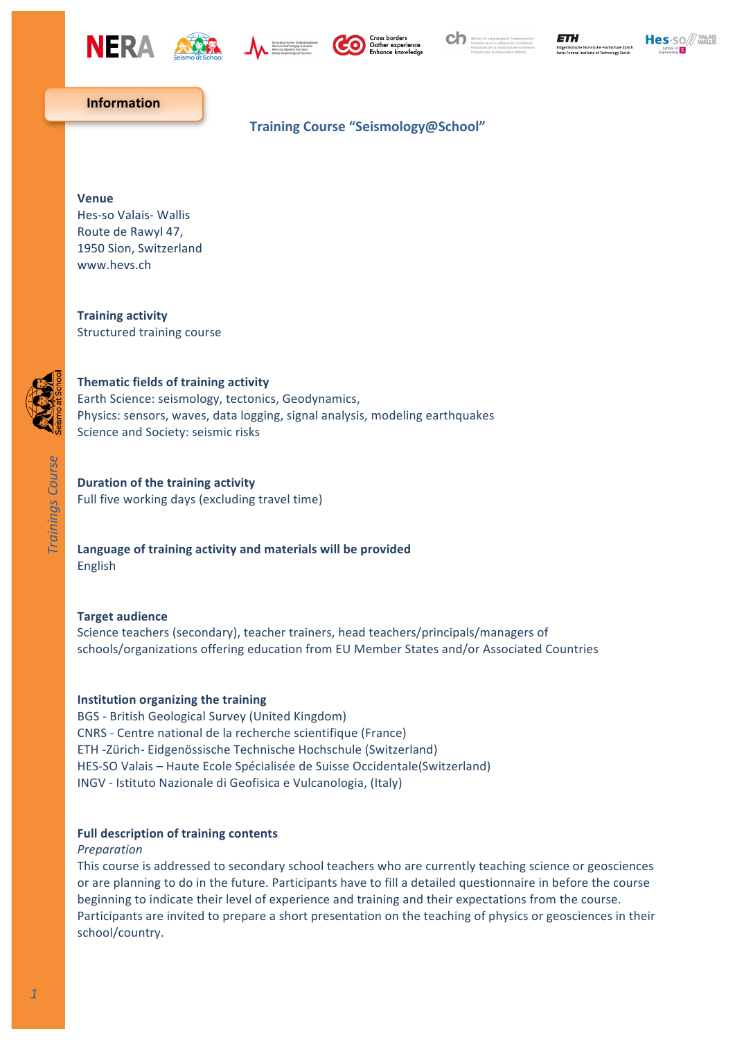**Information**

## Training Course “Seismology@School”

**Venue**
Hes-so Valais- Wallis
Route de Rawyl 47,
1950 Sion, Switzerland
www.hevs.ch

**Training activity**
Structured training course

**Thematic fields of training activity**
Earth Science: seismology, tectonics, Geodynamics,
Physics: sensors, waves, data logging, signal analysis, modeling earthquakes
Science and Society: seismic risks

**Duration of the training activity**
Full five working days (excluding travel time)

**Language of training activity and materials will be provided**
English

**Target audience**
Science teachers (secondary), teacher trainers, head teachers/principals/managers of schools/organizations offering education from EU Member States and/or Associated Countries

**Institution organizing the training**
BGS - British Geological Survey (United Kingdom)
CNRS - Centre national de la recherche scientifique (France)
ETH -Zürich- Eidgenössische Technische Hochschule (Switzerland)
HES-SO Valais – Haute Ecole Spécialisée de Suisse Occidentale(Switzerland)
INGV - Istituto Nazionale di Geofisica e Vulcanologia, (Italy)

**Full description of training contents**

*Preparation*

This course is addressed to secondary school teachers who are currently teaching science or geosciences or are planning to do in the future. Participants have to fill a detailed questionnaire in before the course beginning to indicate their level of experience and training and their expectations from the course. Participants are invited to prepare a short presentation on the teaching of physics or geosciences in their school/country.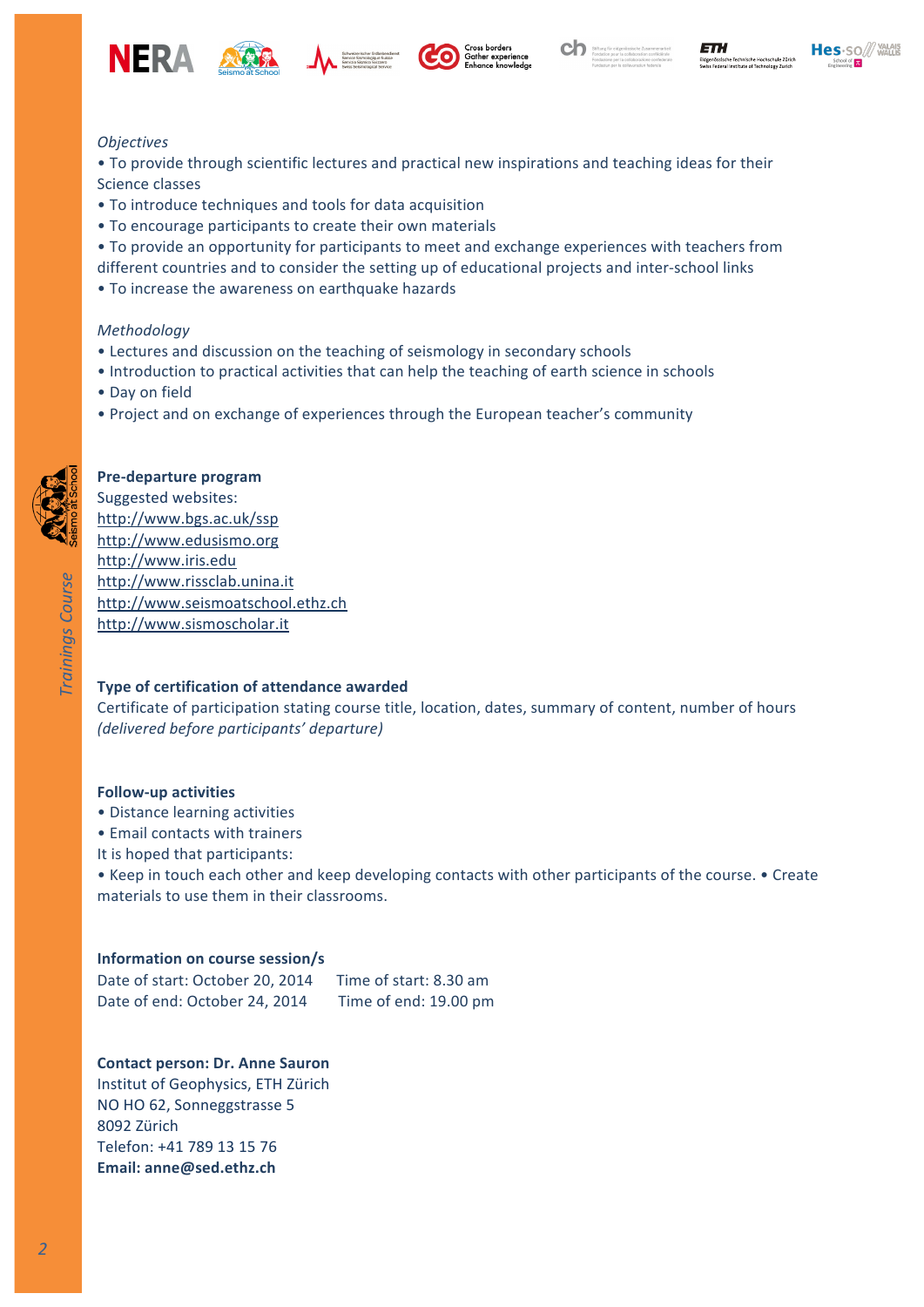*Objectives*

- To provide through scientific lectures and practical new inspirations and teaching ideas for their Science classes
- To introduce techniques and tools for data acquisition
- To encourage participants to create their own materials
- To provide an opportunity for participants to meet and exchange experiences with teachers from different countries and to consider the setting up of educational projects and inter-school links
- To increase the awareness on earthquake hazards

*Methodology*

- Lectures and discussion on the teaching of seismology in secondary schools
- Introduction to practical activities that can help the teaching of earth science in schools
- Day on field
- Project and on exchange of experiences through the European teacher's community

**Pre-departure program**

Suggested websites:

http://www.bgs.ac.uk/ssp
http://www.edusismo.org
http://www.iris.edu
http://www.rissclab.unina.it
http://www.seismoatschool.ethz.ch
http://www.sismoscholar.it

**Type of certification of attendance awarded**

Certificate of participation stating course title, location, dates, summary of content, number of hours *(delivered before participants' departure)*

**Follow-up activities**

- Distance learning activities
- Email contacts with trainers

It is hoped that participants:

- Keep in touch each other and keep developing contacts with other participants of the course. • Create materials to use them in their classrooms.

**Information on course session/s**

Date of start: October 20, 2014 Time of start: 8.30 am
Date of end: October 24, 2014 Time of end: 19.00 pm

**Contact person: Dr. Anne Sauron**
Institut of Geophysics, ETH Zürich
NO HO 62, Sonneggstrasse 5
8092 Zürich
Telefon: +41 789 13 15 76
**Email: anne@sed.ethz.ch**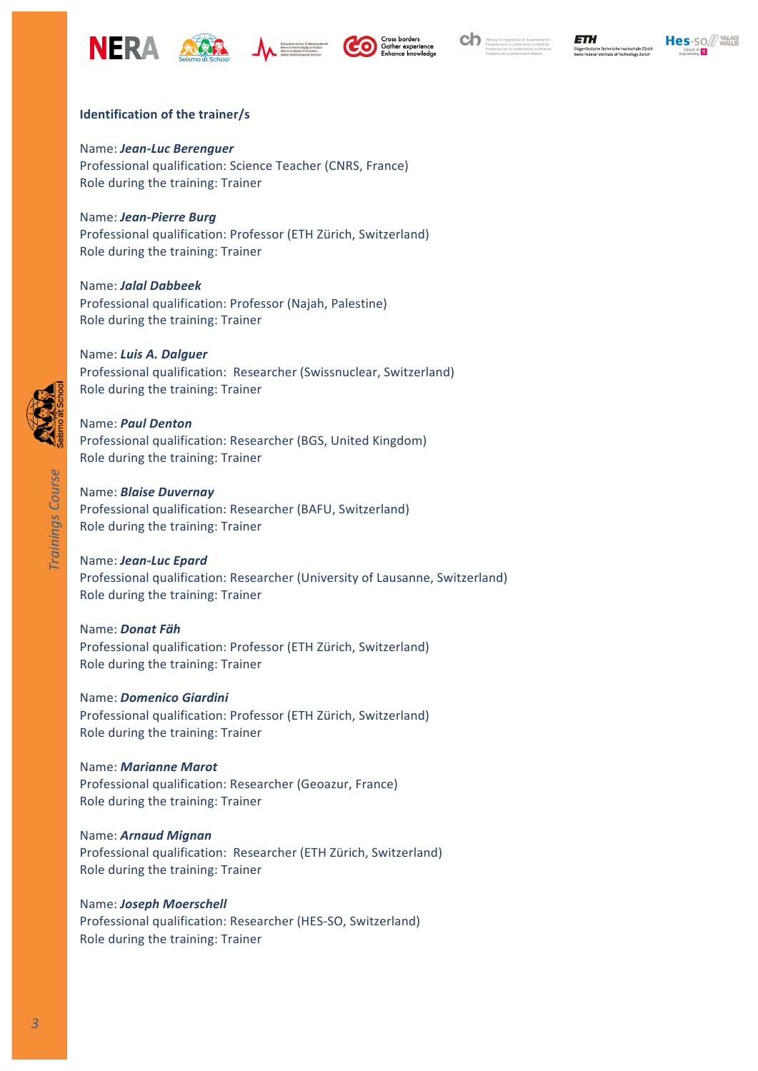### Identification of the trainer/s

Name: ***Jean-Luc Berenguer***
Professional qualification: Science Teacher (CNRS, France)
Role during the training: Trainer

Name: ***Jean-Pierre Burg***
Professional qualification: Professor (ETH Zürich, Switzerland)
Role during the training: Trainer

Name: ***Jalal Dabbeek***
Professional qualification: Professor (Najah, Palestine)
Role during the training: Trainer

Name: ***Luis A. Dalguer***
Professional qualification: Researcher (Swissnuclear, Switzerland)
Role during the training: Trainer

Name: ***Paul Denton***
Professional qualification: Researcher (BGS, United Kingdom)
Role during the training: Trainer

Name: ***Blaise Duvernay***
Professional qualification: Researcher (BAFU, Switzerland)
Role during the training: Trainer

Name: ***Jean-Luc Epard***
Professional qualification: Researcher (University of Lausanne, Switzerland)
Role during the training: Trainer

Name: ***Donat Fäh***
Professional qualification: Professor (ETH Zürich, Switzerland)
Role during the training: Trainer

Name: ***Domenico Giardini***
Professional qualification: Professor (ETH Zürich, Switzerland)
Role during the training: Trainer

Name: ***Marianne Marot***
Professional qualification: Researcher (Geoazur, France)
Role during the training: Trainer

Name: ***Arnaud Mignan***
Professional qualification: Researcher (ETH Zürich, Switzerland)
Role during the training: Trainer

Name: ***Joseph Moerschell***
Professional qualification: Researcher (HES-SO, Switzerland)
Role during the training: Trainer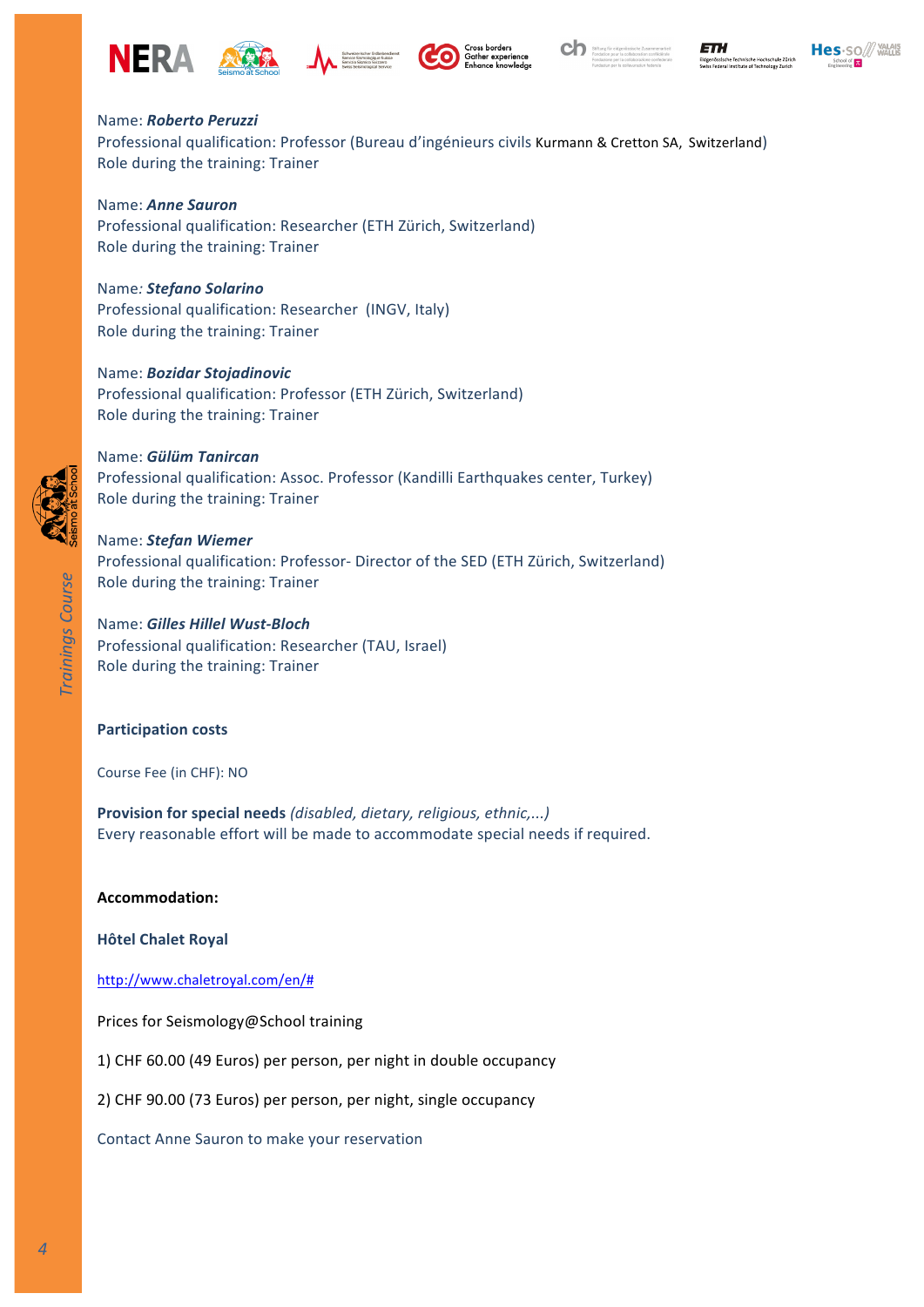Name: ***Roberto Peruzzi***
Professional qualification: Professor (Bureau d'ingénieurs civils Kurmann & Cretton SA, Switzerland)
Role during the training: Trainer

Name: ***Anne Sauron***
Professional qualification: Researcher (ETH Zürich, Switzerland)
Role during the training: Trainer

Name*:* ***Stefano Solarino***
Professional qualification: Researcher (INGV, Italy)
Role during the training: Trainer

Name: ***Bozidar Stojadinovic***
Professional qualification: Professor (ETH Zürich, Switzerland)
Role during the training: Trainer

Name: ***Gülüm Tanircan***
Professional qualification: Assoc. Professor (Kandilli Earthquakes center, Turkey)
Role during the training: Trainer

Name: ***Stefan Wiemer***
Professional qualification: Professor- Director of the SED (ETH Zürich, Switzerland)
Role during the training: Trainer

Name: ***Gilles Hillel Wust-Bloch***
Professional qualification: Researcher (TAU, Israel)
Role during the training: Trainer

**Participation costs**

Course Fee (in CHF): NO

**Provision for special needs** *(disabled, dietary, religious, ethnic,...)*
Every reasonable effort will be made to accommodate special needs if required.

**Accommodation:**

**Hôtel Chalet Royal**

http://www.chaletroyal.com/en/#

Prices for Seismology@School training

1) CHF 60.00 (49 Euros) per person, per night in double occupancy

2) CHF 90.00 (73 Euros) per person, per night, single occupancy

Contact Anne Sauron to make your reservation